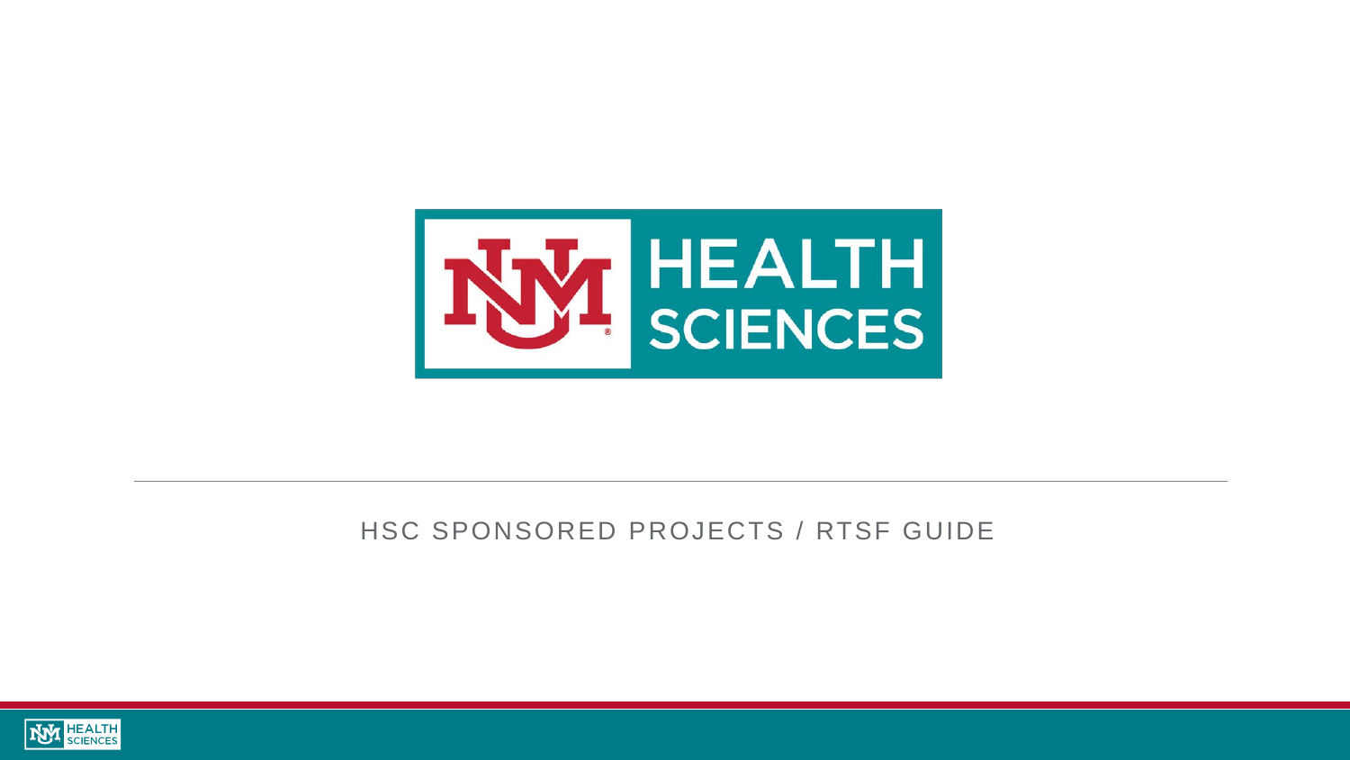# HSC SPONSORED PROJECTS / RTSF GUIDE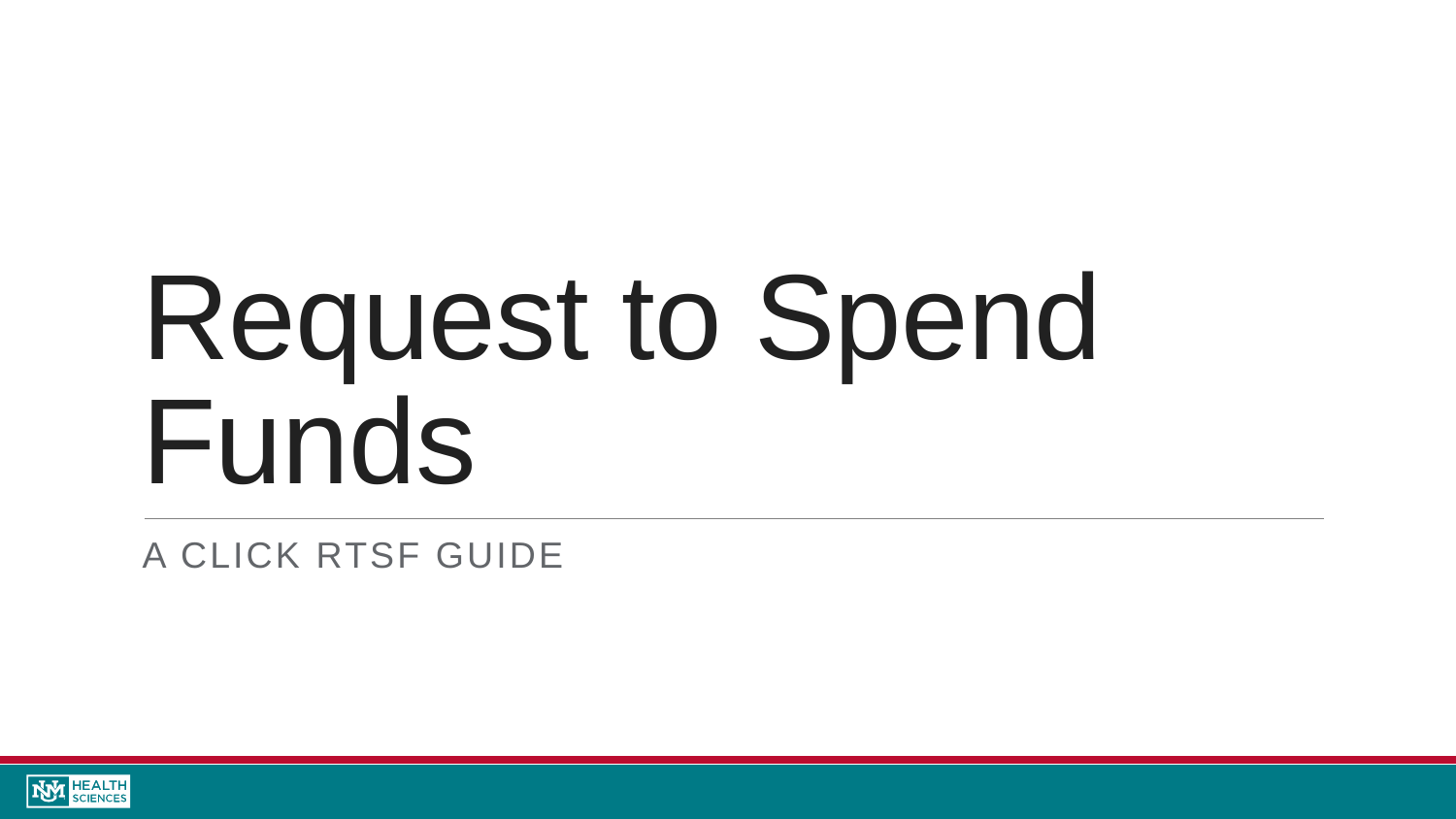# Request to Spend Funds

A CLICK RTSF GUIDE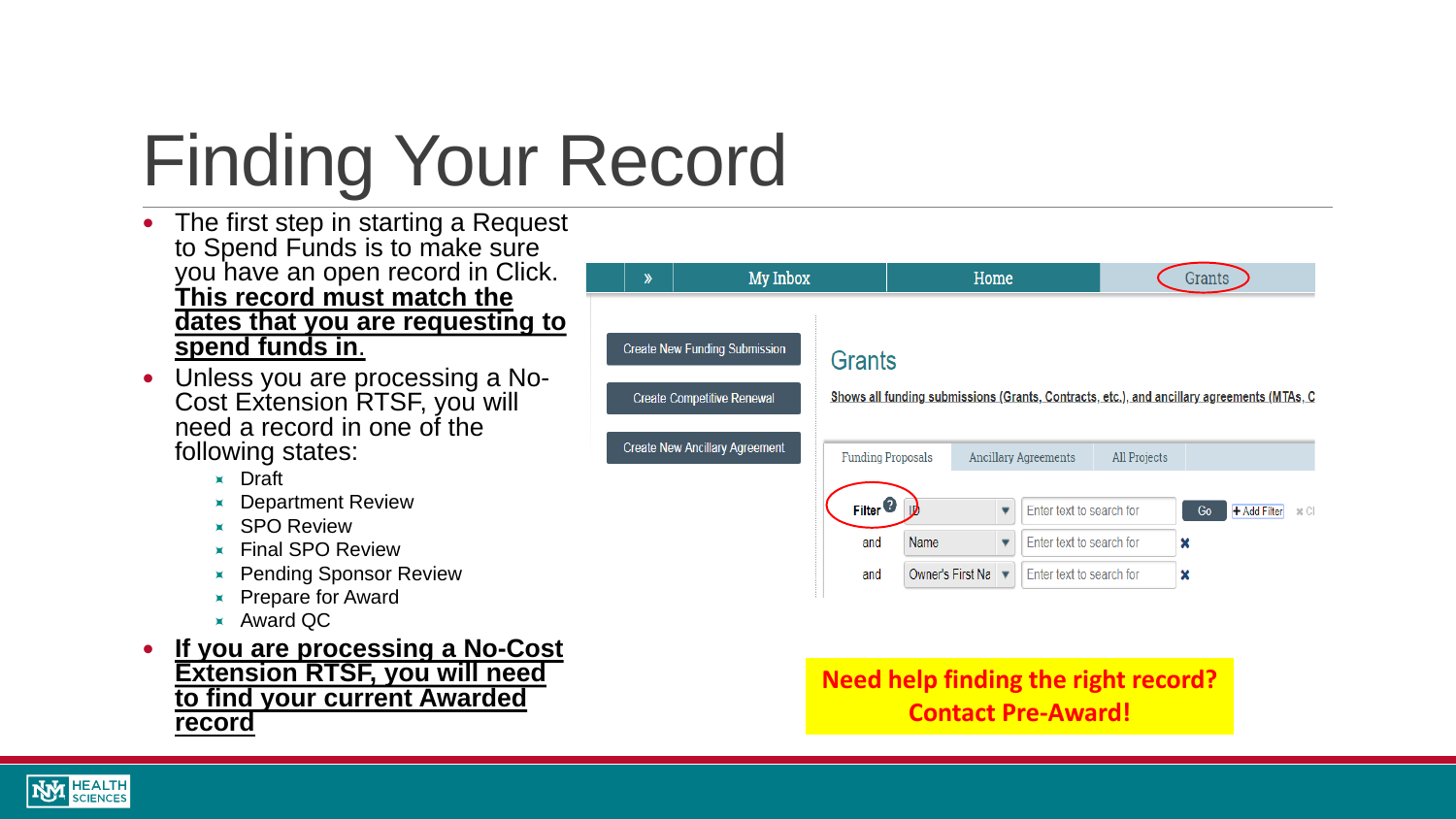# Finding Your Record

- The first step in starting a Request to Spend Funds is to make sure you have an open record in Click. **This record must match the dates that you are requesting to spend funds in.**
- Unless you are processing a No-Cost Extension RTSF, you will need a record in one of the following states:
  - Draft
  - Department Review
  - SPO Review
  - Final SPO Review
  - Pending Sponsor Review
  - Prepare for Award
  - Award QC
- **If you are processing a No-Cost Extension RTSF, you will need to find your current Awarded record**

» | My Inbox | Home | Grants

Create New Funding Submission

Create Competitive Renewal

Create New Ancillary Agreement

## Grants

Shows all funding submissions (Grants, Contracts, etc.), and ancillary agreements (MTAs, C

Funding Proposals | Ancillary Agreements | All Projects

Filter ID — Enter text to search for — Go — + Add Filter

and Name — Enter text to search for

and Owner's First Na — Enter text to search for

**Need help finding the right record? Contact Pre-Award!**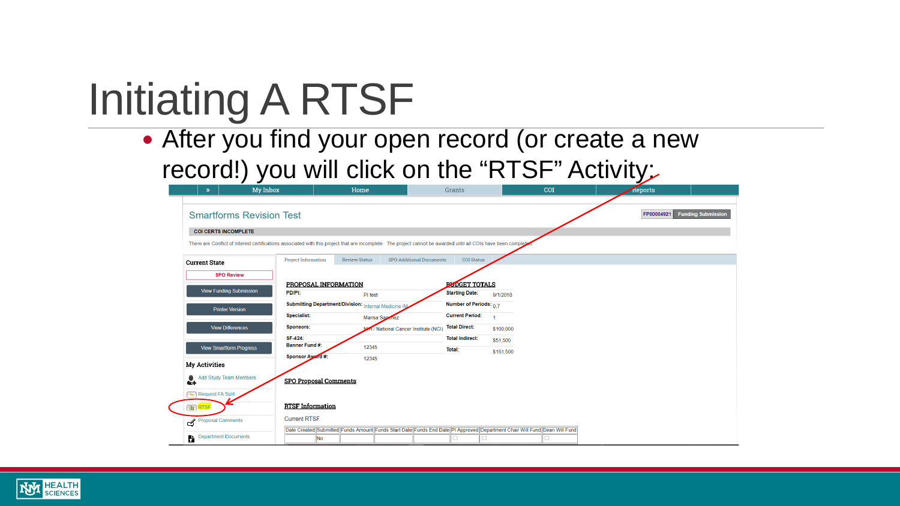# Initiating A RTSF

- After you find your open record (or create a new record!) you will click on the "RTSF" Activity:

» | My Inbox | Home | Grants | COI | Reports

## Smartforms Revision Test

FP00004921 | Funding Submission

**COI CERTS INCOMPLETE**

There are Conflict of Interest certifications associated with this project that are incomplete. The project cannot be awarded until all COIs have been completed.

**Current State**

SPO Review

- View Funding Submission
- Printer Version
- View Differences
- View Smartform Progress

**My Activities**

- Add Study Team Members
- Request FA Split
- RTSF
- Proposal Comments
- Department Documents

Project Information | Review Status | SPO Additional Documents | COI Status

**PROPOSAL INFORMATION**

| | |
|---|---|
| PD/PI: | PI test |
| Submitting Department/Division: | Internal Medicine IM |
| Specialist: | Marisa Sanchez |
| Sponsors: | NIH / National Cancer Institute (NCI) |
| SF-424: | |
| Banner Fund #: | 12345 |
| Sponsor Award #: | 12345 |

**BUDGET TOTALS**

| | |
|---|---|
| Starting Date: | 9/1/2018 |
| Number of Periods: | 0.7 |
| Current Period: | 1 |
| Total Direct: | $100,000 |
| Total Indirect: | $51,500 |
| Total: | $151,500 |

**SPO Proposal Comments**

**RTSF Information**

Current RTSF

| Date Created | Submitted | Funds Amount | Funds Start Date | Funds End Date | PI Approved | Department Chair Will Fund | Dean Will Fund |
|---|---|---|---|---|---|---|---|
| | No | | | | ☐ | ☐ | ☐ |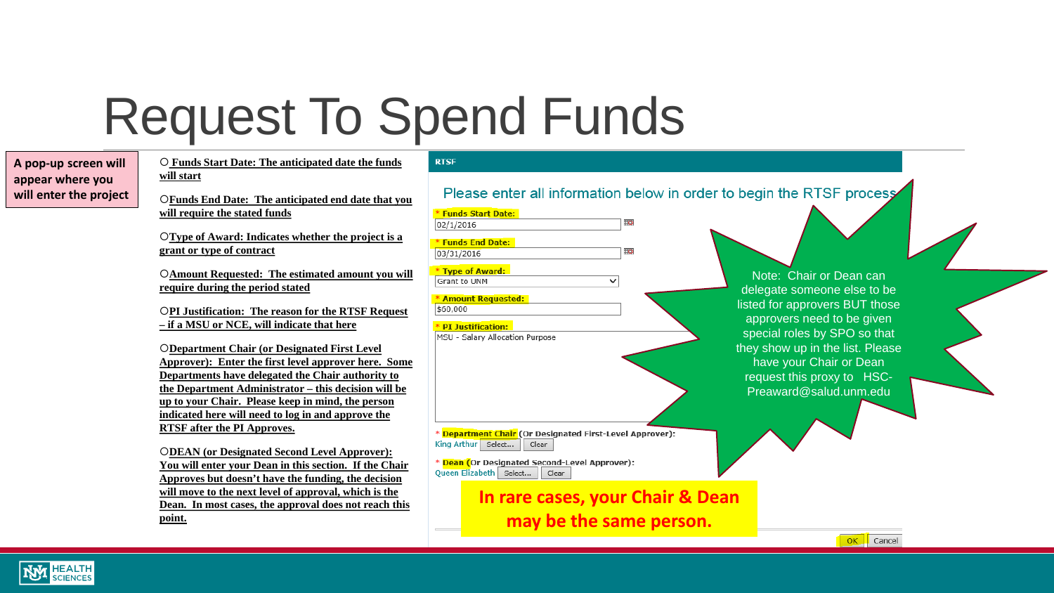# Request To Spend Funds

**A pop-up screen will appear where you will enter the project**

- **Funds Start Date: The anticipated date the funds will start**
- **Funds End Date: The anticipated end date that you will require the stated funds**
- **Type of Award: Indicates whether the project is a grant or type of contract**
- **Amount Requested: The estimated amount you will require during the period stated**
- **PI Justification: The reason for the RTSF Request – if a MSU or NCE, will indicate that here**
- **Department Chair (or Designated First Level Approver): Enter the first level approver here. Some Departments have delegated the Chair authority to the Department Administrator – this decision will be up to your Chair. Please keep in mind, the person indicated here will need to log in and approve the RTSF after the PI Approves.**
- **DEAN (or Designated Second Level Approver): You will enter your Dean in this section. If the Chair Approves but doesn't have the funding, the decision will move to the next level of approval, which is the Dean. In most cases, the approval does not reach this point.**

RTSF

Please enter all information below in order to begin the RTSF process.

\* Funds Start Date: 02/1/2016

\* Funds End Date: 03/31/2016

\* Type of Award: Grant to UNM

\* Amount Requested: $60,000

\* PI Justification: MSU - Salary Allocation Purpose

\* Department Chair (Or Designated First-Level Approver): King Arthur [Select...] [Clear]

\* Dean (Or Designated Second-Level Approver): Queen Elizabeth [Select...] [Clear]

[OK] [Cancel]

Note: Chair or Dean can delegate someone else to be listed for approvers BUT those approvers need to be given special roles by SPO so that they show up in the list. Please have your Chair or Dean request this proxy to HSC-Preaward@salud.unm.edu

**In rare cases, your Chair & Dean may be the same person.**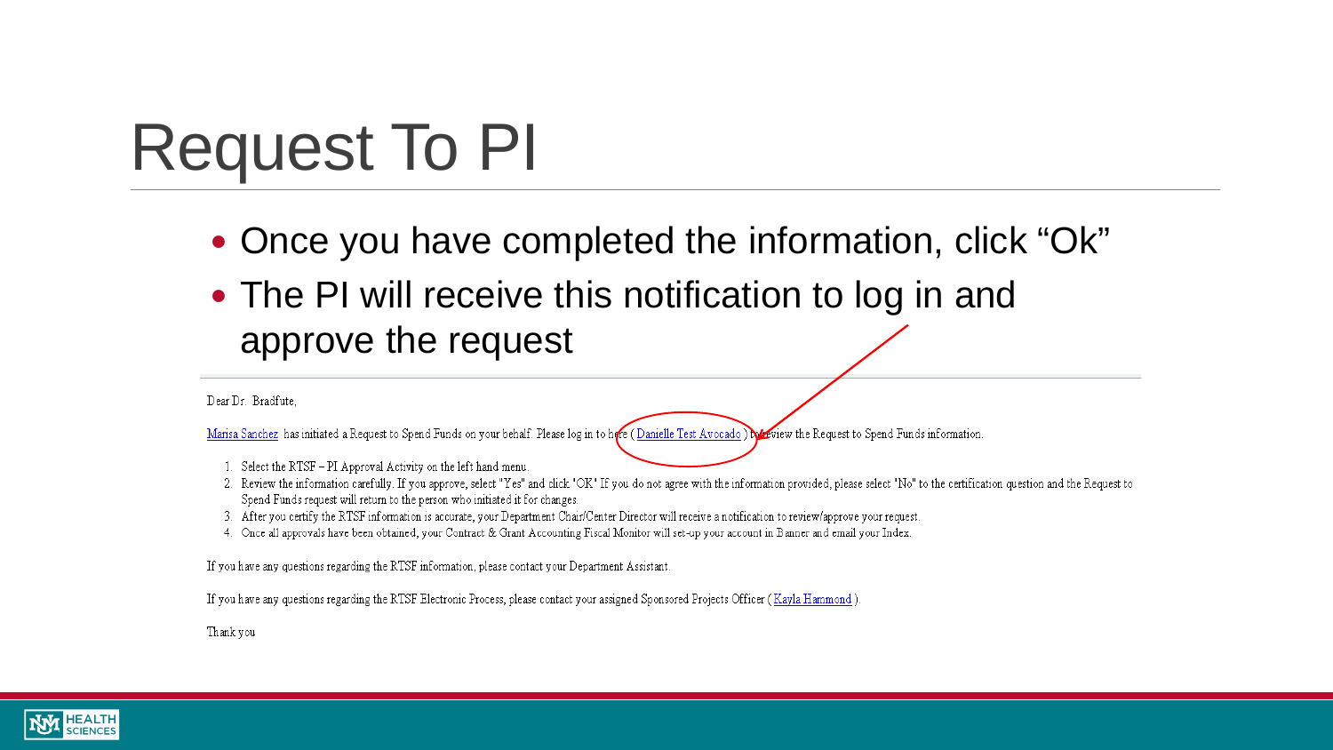# Request To PI

- Once you have completed the information, click "Ok"
- The PI will receive this notification to log in and approve the request

Dear Dr. Bradfute,

Marisa Sanchez has initiated a Request to Spend Funds on your behalf. Please log in to here ( Danielle Test Avocado ) to review the Request to Spend Funds information.

1. Select the RTSF – PI Approval Activity on the left hand menu.
2. Review the information carefully. If you approve, select "Yes" and click "OK" If you do not agree with the information provided, please select "No" to the certification question and the Request to Spend Funds request will return to the person who initiated it for changes.
3. After you certify the RTSF information is accurate, your Department Chair/Center Director will receive a notification to review/approve your request.
4. Once all approvals have been obtained, your Contract & Grant Accounting Fiscal Monitor will set-up your account in Banner and email your Index.

If you have any questions regarding the RTSF information, please contact your Department Assistant.

If you have any questions regarding the RTSF Electronic Process, please contact your assigned Sponsored Projects Officer ( Kayla Hammond ).

Thank you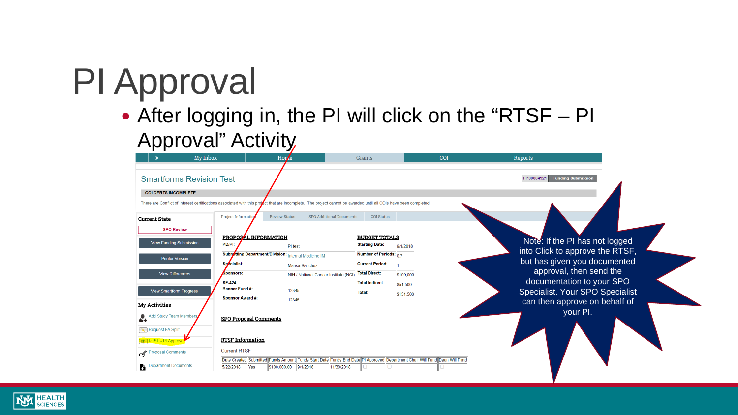# PI Approval

- After logging in, the PI will click on the "RTSF – PI Approval" Activity

My Inbox | Home | Grants | COI | Reports

## Smartforms Revision Test

FP00004921 | Funding Submission

**COI CERTS INCOMPLETE**

There are Conflict of Interest certifications associated with this project that are incomplete. The project cannot be awarded until all COIs have been completed.

**Current State**

SPO Review

- View Funding Submission
- Printer Version
- View Differences
- View Smartform Progress

**My Activities**

- Add Study Team Members
- Request FA Split
- RTSF - PI Approval
- Proposal Comments
- Department Documents

Project Information | Review Status | SPO Additional Documents | COI Status

**PROPOSAL INFORMATION**

| | |
|---|---|
| PD/PI: | PI test |
| Submitting Department/Division: | Internal Medicine IM |
| Specialist: | Marisa Sanchez |
| Sponsors: | NIH / National Cancer Institute (NCI) |
| SF-424: | |
| Banner Fund #: | 12345 |
| Sponsor Award #: | 12345 |

**BUDGET TOTALS**

| | |
|---|---|
| Starting Date: | 9/1/2018 |
| Number of Periods: | 0.7 |
| Current Period: | 1 |
| Total Direct: | $100,000 |
| Total Indirect: | $51,500 |
| Total: | $151,500 |

**SPO Proposal Comments**

**RTSF Information**

Current RTSF

| Date Created | Submitted | Funds Amount | Funds Start Date | Funds End Date | PI Approved | Department Chair Will Fund | Dean Will Fund |
|---|---|---|---|---|---|---|---|
| 5/22/2018 | Yes | $100,000.00 | 9/1/2018 | 11/30/2018 | ☐ | ☐ | ☐ |

Note: If the PI has not logged into Click to approve the RTSF, but has given you documented approval, then send the documentation to your SPO Specialist. Your SPO Specialist can then approve on behalf of your PI.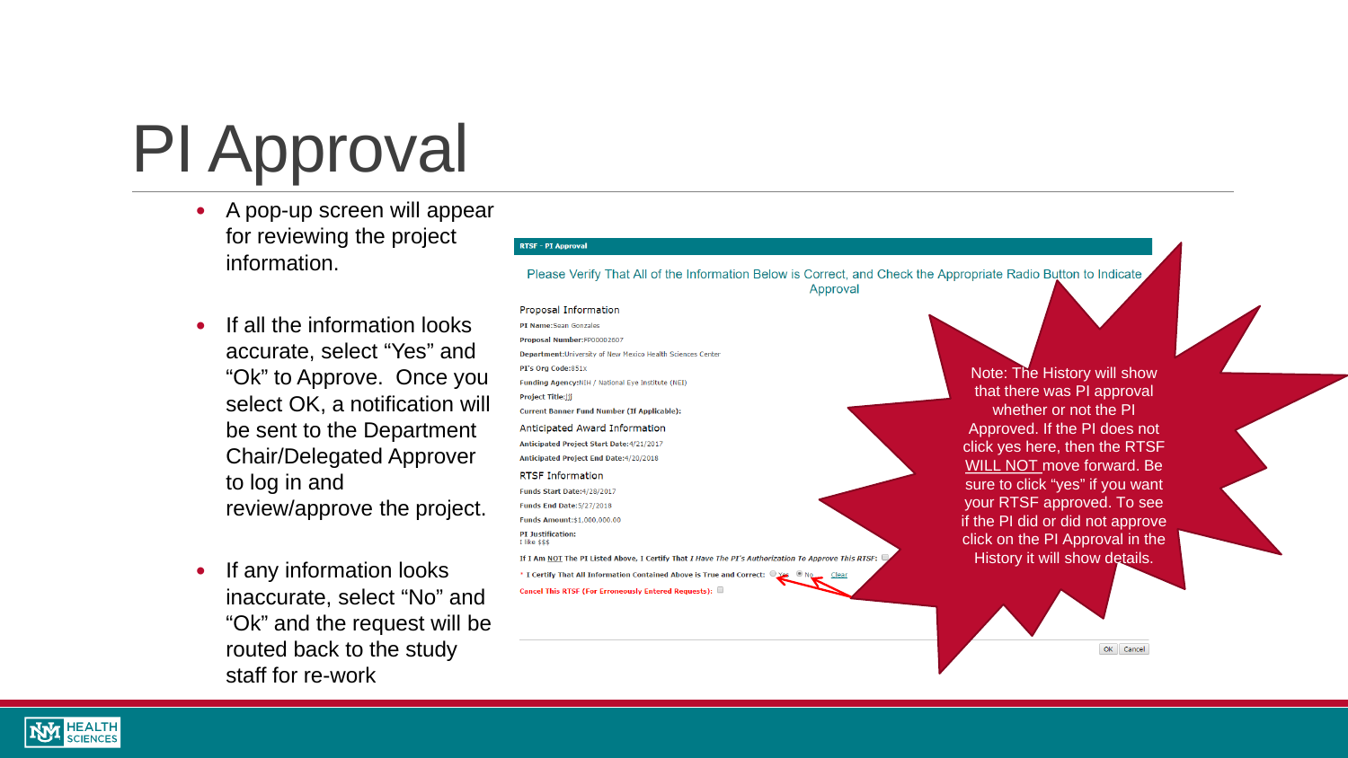# PI Approval

- A pop-up screen will appear for reviewing the project information.
- If all the information looks accurate, select “Yes” and “Ok” to Approve. Once you select OK, a notification will be sent to the Department Chair/Delegated Approver to log in and review/approve the project.
- If any information looks inaccurate, select “No” and “Ok” and the request will be routed back to the study staff for re-work

**RTSF - PI Approval**

Please Verify That All of the Information Below is Correct, and Check the Appropriate Radio Button to Indicate Approval

Proposal Information

**PI Name:** Sean Gonzales
**Proposal Number:** FP00002807
**Department:** University of New Mexico Health Sciences Center
**PI's Org Code:** 851x
**Funding Agency:** NIH / National Eye Institute (NEI)
**Project Title:** jjj
**Current Banner Fund Number (If Applicable):**

Anticipated Award Information

**Anticipated Project Start Date:** 4/21/2017
**Anticipated Project End Date:** 4/20/2018

RTSF Information

**Funds Start Date:** 4/28/2017
**Funds End Date:** 5/27/2018
**Funds Amount:** $1,000,000.00
**PI Justification:**
I like $$$

**If I Am NOT The PI Listed Above, I Certify That *I Have The PI's Authorization To Approve This RTSF*:**

**\* I Certify That All Information Contained Above is True and Correct:** Yes No Clear

**Cancel This RTSF (For Erroneously Entered Requests):**

OK Cancel

Note: The History will show that there was PI approval whether or not the PI Approved. If the PI does not click yes here, then the RTSF WILL NOT move forward. Be sure to click “yes” if you want your RTSF approved. To see if the PI did or did not approve click on the PI Approval in the History it will show details.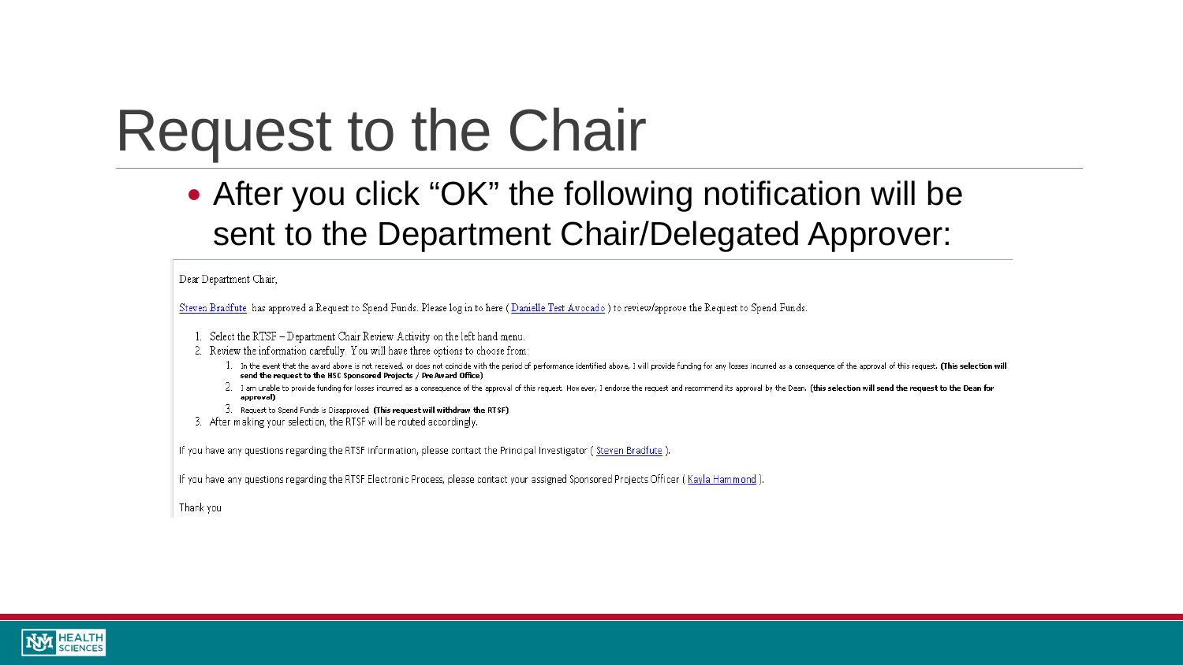# Request to the Chair

- After you click "OK" the following notification will be sent to the Department Chair/Delegated Approver:

Dear Department Chair,

Steven Bradfute has approved a Request to Spend Funds. Please log in to here ( Danielle Test Avocado ) to review/approve the Request to Spend Funds.

1. Select the RTSF – Department Chair Review Activity on the left hand menu.
2. Review the information carefully. You will have three options to choose from:
   1. In the event that the award above is not received, or does not coincide with the period of performance identified above, I will provide funding for any losses incurred as a consequence of the approval of this request. **(This selection will send the request to the HSC Sponsored Projects / Pre Award Office)**
   2. I am unable to provide funding for losses incurred as a consequence of the approval of this request. However, I endorse the request and recommend its approval by the Dean. **(this selection will send the request to the Dean for approval)**
   3. Request to Spend Funds is Disapproved. **(This request will withdraw the RTSF)**
3. After making your selection, the RTSF will be routed accordingly.

If you have any questions regarding the RTSF information, please contact the Principal Investigator ( Steven Bradfute ).

If you have any questions regarding the RTSF Electronic Process, please contact your assigned Sponsored Projects Officer ( Kayla Hammond ).

Thank you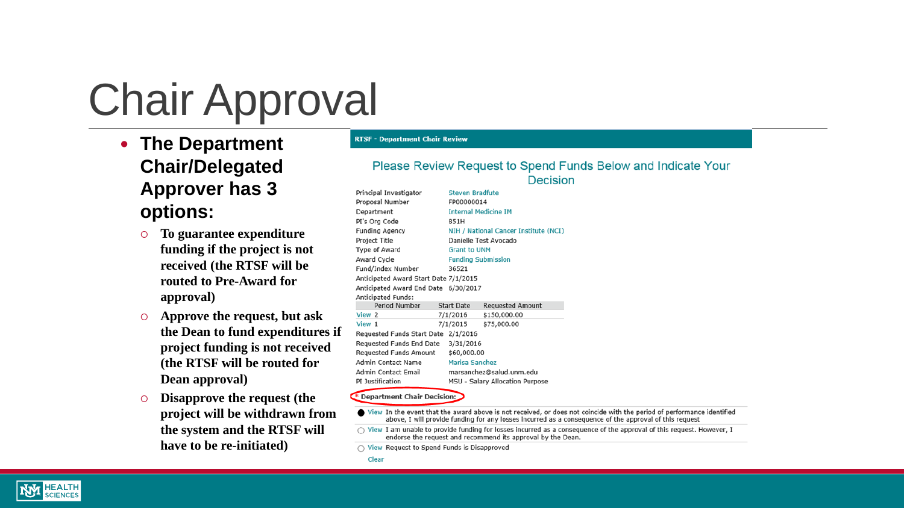# Chair Approval

- **The Department Chair/Delegated Approver has 3 options:**
  - **To guarantee expenditure funding if the project is not received (the RTSF will be routed to Pre-Award for approval)**
  - **Approve the request, but ask the Dean to fund expenditures if project funding is not received (the RTSF will be routed for Dean approval)**
  - **Disapprove the request (the project will be withdrawn from the system and the RTSF will have to be re-initiated)**

**RTSF - Department Chair Review**

Please Review Request to Spend Funds Below and Indicate Your Decision

| | |
|---|---|
| Principal Investigator | Steven Bradfute |
| Proposal Number | FP00000014 |
| Department | Internal Medicine IM |
| PI's Org Code | 851H |
| Funding Agency | NIH / National Cancer Institute (NCI) |
| Project Title | Danielle Test Avocado |
| Type of Award | Grant to UNM |
| Award Cycle | Funding Submission |
| Fund/Index Number | 36521 |
| Anticipated Award Start Date | 7/1/2015 |
| Anticipated Award End Date | 6/30/2017 |

Anticipated Funds:

| Period Number | Start Date | Requested Amount |
|---|---|---|
| View 2 | 7/1/2016 | $150,000.00 |
| View 1 | 7/1/2015 | $75,000.00 |

| | |
|---|---|
| Requested Funds Start Date | 2/1/2016 |
| Requested Funds End Date | 3/31/2016 |
| Requested Funds Amount | $60,000.00 |
| Admin Contact Name | Marisa Sanchez |
| Admin Contact Email | marsanchez@salud.unm.edu |
| PI Justification | MSU - Salary Allocation Purpose |

\* Department Chair Decision:

- ● View In the event that the award above is not received, or does not coincide with the period of performance identified above, I will provide funding for any losses incurred as a consequence of the approval of this request
- ○ View I am unable to provide funding for losses incurred as a consequence of the approval of this request. However, I endorse the request and recommend its approval by the Dean.
- ○ View Request to Spend Funds is Disapproved

Clear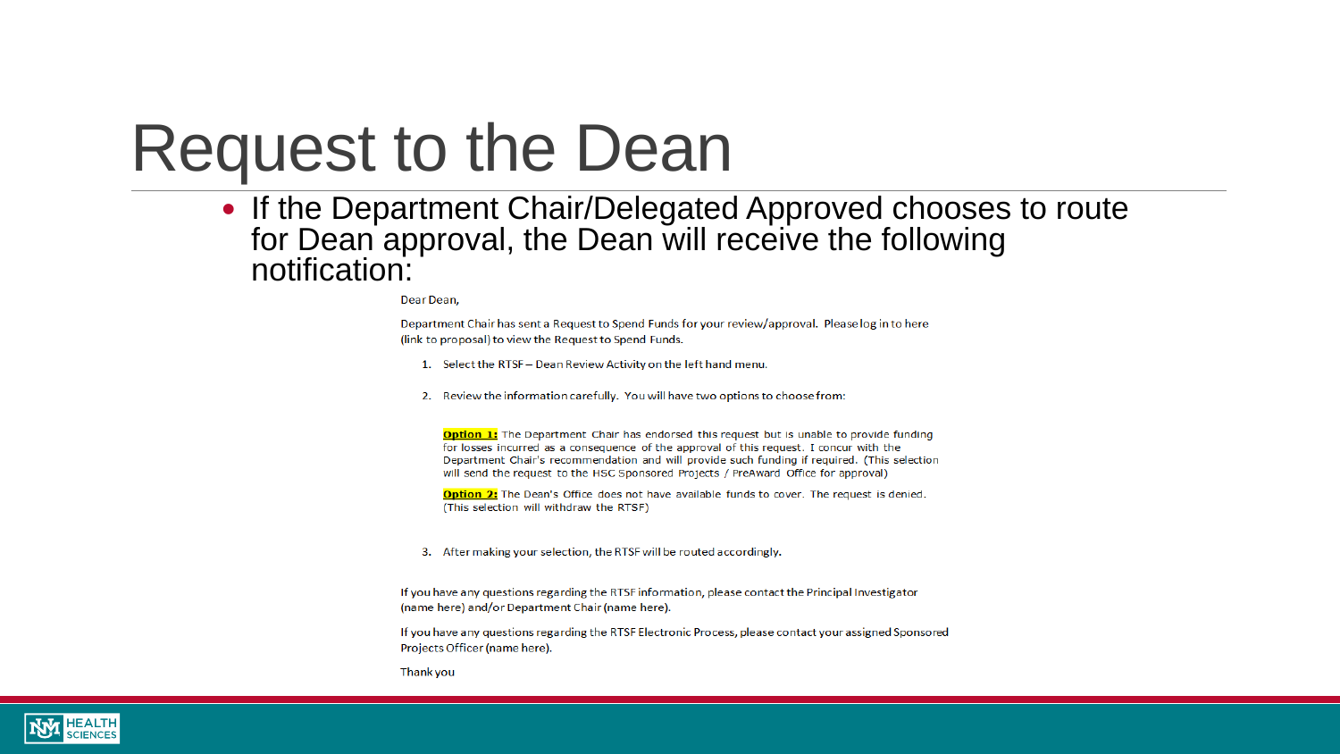# Request to the Dean

- If the Department Chair/Delegated Approved chooses to route for Dean approval, the Dean will receive the following notification:

Dear Dean,

Department Chair has sent a Request to Spend Funds for your review/approval. Please log in to here (link to proposal) to view the Request to Spend Funds.

1. Select the RTSF – Dean Review Activity on the left hand menu.
2. Review the information carefully. You will have two options to choose from:

   **Option 1:** The Department Chair has endorsed this request but is unable to provide funding for losses incurred as a consequence of the approval of this request. I concur with the Department Chair's recommendation and will provide such funding if required. (This selection will send the request to the HSC Sponsored Projects / PreAward Office for approval)

   **Option 2:** The Dean's Office does not have available funds to cover. The request is denied. (This selection will withdraw the RTSF)

3. After making your selection, the RTSF will be routed accordingly.

If you have any questions regarding the RTSF information, please contact the Principal Investigator (name here) and/or Department Chair (name here).

If you have any questions regarding the RTSF Electronic Process, please contact your assigned Sponsored Projects Officer (name here).

Thank you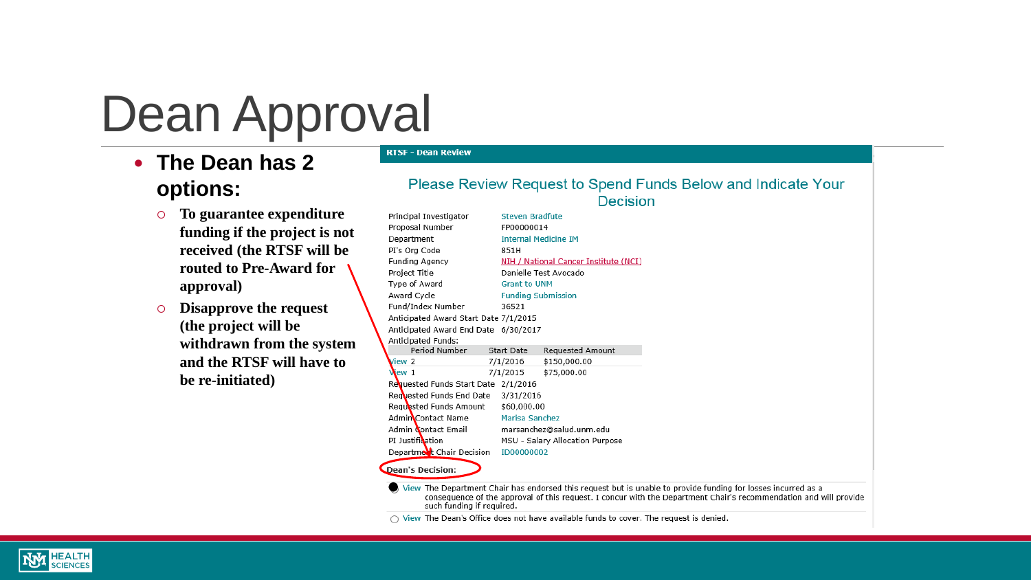# Dean Approval

- **The Dean has 2 options:**
  - **To guarantee expenditure funding if the project is not received (the RTSF will be routed to Pre-Award for approval)**
  - **Disapprove the request (the project will be withdrawn from the system and the RTSF will have to be re-initiated)**

**RTSF - Dean Review**

## Please Review Request to Spend Funds Below and Indicate Your Decision

| | |
|---|---|
| Principal Investigator | Steven Bradfute |
| Proposal Number | FP00000014 |
| Department | Internal Medicine IM |
| PI's Org Code | 851H |
| Funding Agency | NIH / National Cancer Institute (NCI) |
| Project Title | Danielle Test Avocado |
| Type of Award | Grant to UNM |
| Award Cycle | Funding Submission |
| Fund/Index Number | 36521 |
| Anticipated Award Start Date | 7/1/2015 |
| Anticipated Award End Date | 6/30/2017 |

Anticipated Funds:

| | Period Number | Start Date | Requested Amount |
|---|---|---|---|
| View | 2 | 7/1/2016 | $150,000.00 |
| View | 1 | 7/1/2015 | $75,000.00 |

| | |
|---|---|
| Requested Funds Start Date | 2/1/2016 |
| Requested Funds End Date | 3/31/2016 |
| Requested Funds Amount | $60,000.00 |
| Admin Contact Name | Marisa Sanchez |
| Admin Contact Email | marsanchez@salud.unm.edu |
| PI Justification | MSU - Salary Allocation Purpose |
| Department Chair Decision | ID00000002 |

**Dean's Decision:**

- (●) View The Department Chair has endorsed this request but is unable to provide funding for losses incurred as a consequence of the approval of this request. I concur with the Department Chair's recommendation and will provide such funding if required.
- ( ) View The Dean's Office does not have available funds to cover. The request is denied.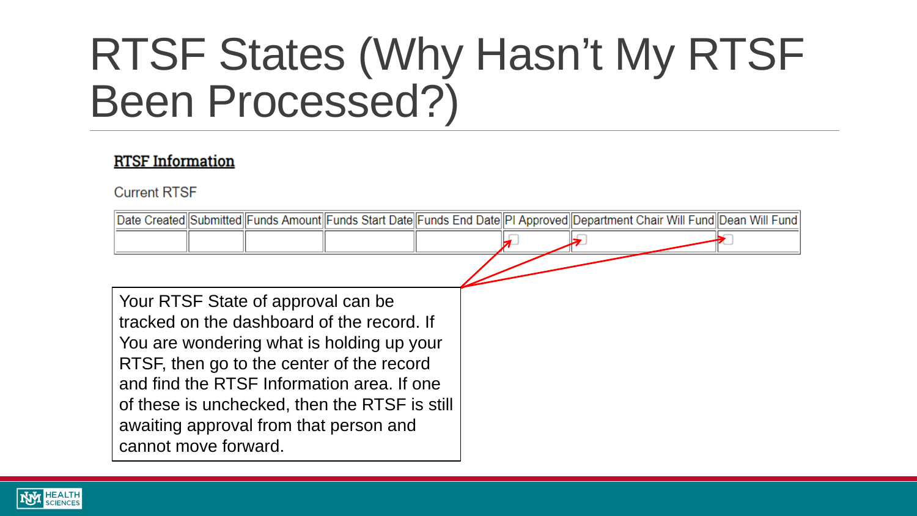# RTSF States (Why Hasn't My RTSF Been Processed?)

**RTSF Information**

Current RTSF

| Date Created | Submitted | Funds Amount | Funds Start Date | Funds End Date | PI Approved | Department Chair Will Fund | Dean Will Fund |
| --- | --- | --- | --- | --- | --- | --- | --- |
| | | | | | ☐ | ☐ | ☐ |

Your RTSF State of approval can be tracked on the dashboard of the record. If You are wondering what is holding up your RTSF, then go to the center of the record and find the RTSF Information area. If one of these is unchecked, then the RTSF is still awaiting approval from that person and cannot move forward.